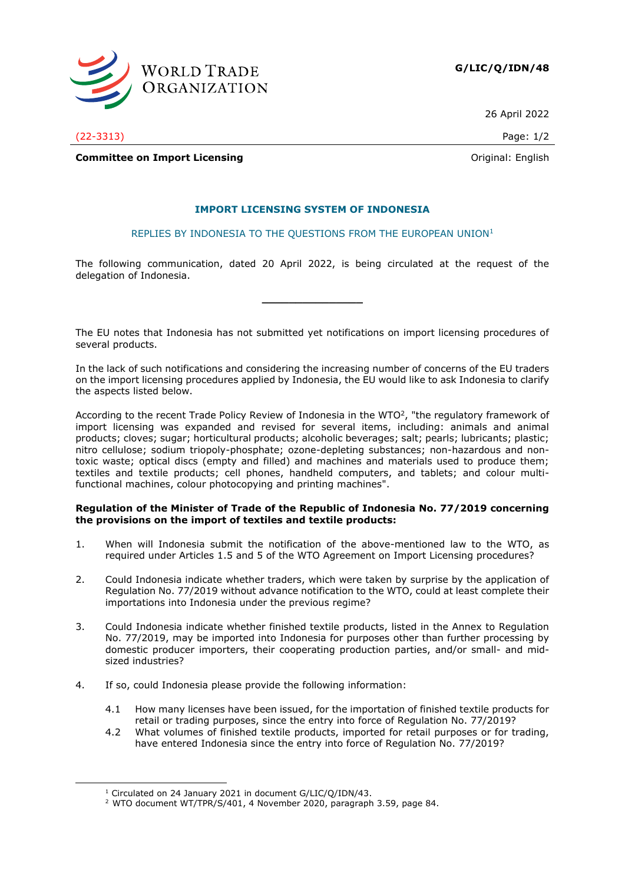**G/LIC/Q/IDN/48**

26 April 2022

(22-3313)

**Committee on Import Licensing**

Original: English

## IMPORT LICENSING SYSTEM OF INDONESIA

REPLIES BY INDONESIA TO THE QUESTIONS FROM THE EUROPEAN UNION[1]

The following communication, dated 20 April 2022, is being circulated at the request of the delegation of Indonesia.

---

The EU notes that Indonesia has not submitted yet notifications on import licensing procedures of several products.

In the lack of such notifications and considering the increasing number of concerns of the EU traders on the import licensing procedures applied by Indonesia, the EU would like to ask Indonesia to clarify the aspects listed below.

According to the recent Trade Policy Review of Indonesia in the WTO[2], "the regulatory framework of import licensing was expanded and revised for several items, including: animals and animal products; cloves; sugar; horticultural products; alcoholic beverages; salt; pearls; lubricants; plastic; nitro cellulose; sodium triopoly-phosphate; ozone-depleting substances; non-hazardous and non-toxic waste; optical discs (empty and filled) and machines and materials used to produce them; textiles and textile products; cell phones, handheld computers, and tablets; and colour multi-functional machines, colour photocopying and printing machines".

**Regulation of the Minister of Trade of the Republic of Indonesia No. 77/2019 concerning the provisions on the import of textiles and textile products:**

1. When will Indonesia submit the notification of the above-mentioned law to the WTO, as required under Articles 1.5 and 5 of the WTO Agreement on Import Licensing procedures?

2. Could Indonesia indicate whether traders, which were taken by surprise by the application of Regulation No. 77/2019 without advance notification to the WTO, could at least complete their importations into Indonesia under the previous regime?

3. Could Indonesia indicate whether finished textile products, listed in the Annex to Regulation No. 77/2019, may be imported into Indonesia for purposes other than further processing by domestic producer importers, their cooperating production parties, and/or small- and mid-sized industries?

4. If so, could Indonesia please provide the following information:

   4.1 How many licenses have been issued, for the importation of finished textile products for retail or trading purposes, since the entry into force of Regulation No. 77/2019?

   4.2 What volumes of finished textile products, imported for retail purposes or for trading, have entered Indonesia since the entry into force of Regulation No. 77/2019?

---

[1] Circulated on 24 January 2021 in document G/LIC/Q/IDN/43.

[2] WTO document WT/TPR/S/401, 4 November 2020, paragraph 3.59, page 84.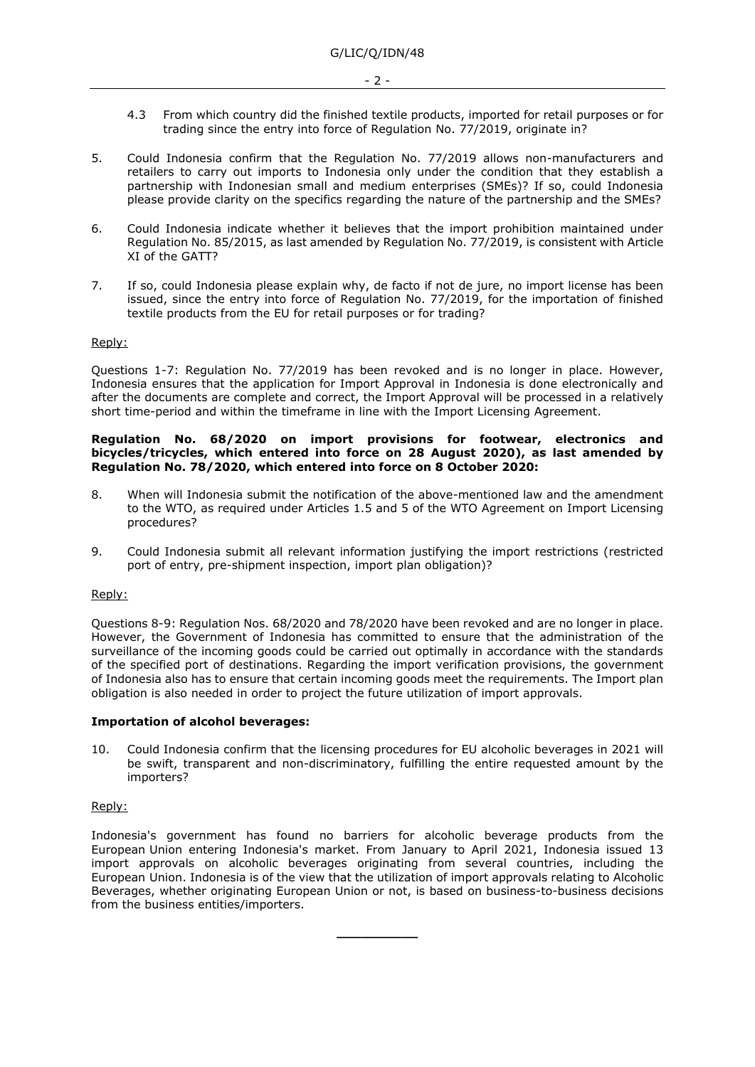4.3 From which country did the finished textile products, imported for retail purposes or for trading since the entry into force of Regulation No. 77/2019, originate in?

5. Could Indonesia confirm that the Regulation No. 77/2019 allows non-manufacturers and retailers to carry out imports to Indonesia only under the condition that they establish a partnership with Indonesian small and medium enterprises (SMEs)? If so, could Indonesia please provide clarity on the specifics regarding the nature of the partnership and the SMEs?

6. Could Indonesia indicate whether it believes that the import prohibition maintained under Regulation No. 85/2015, as last amended by Regulation No. 77/2019, is consistent with Article XI of the GATT?

7. If so, could Indonesia please explain why, de facto if not de jure, no import license has been issued, since the entry into force of Regulation No. 77/2019, for the importation of finished textile products from the EU for retail purposes or for trading?

Reply:

Questions 1-7: Regulation No. 77/2019 has been revoked and is no longer in place. However, Indonesia ensures that the application for Import Approval in Indonesia is done electronically and after the documents are complete and correct, the Import Approval will be processed in a relatively short time-period and within the timeframe in line with the Import Licensing Agreement.

**Regulation No. 68/2020 on import provisions for footwear, electronics and bicycles/tricycles, which entered into force on 28 August 2020), as last amended by Regulation No. 78/2020, which entered into force on 8 October 2020:**

8. When will Indonesia submit the notification of the above-mentioned law and the amendment to the WTO, as required under Articles 1.5 and 5 of the WTO Agreement on Import Licensing procedures?

9. Could Indonesia submit all relevant information justifying the import restrictions (restricted port of entry, pre-shipment inspection, import plan obligation)?

Reply:

Questions 8-9: Regulation Nos. 68/2020 and 78/2020 have been revoked and are no longer in place. However, the Government of Indonesia has committed to ensure that the administration of the surveillance of the incoming goods could be carried out optimally in accordance with the standards of the specified port of destinations. Regarding the import verification provisions, the government of Indonesia also has to ensure that certain incoming goods meet the requirements. The Import plan obligation is also needed in order to project the future utilization of import approvals.

**Importation of alcohol beverages:**

10. Could Indonesia confirm that the licensing procedures for EU alcoholic beverages in 2021 will be swift, transparent and non-discriminatory, fulfilling the entire requested amount by the importers?

Reply:

Indonesia's government has found no barriers for alcoholic beverage products from the European Union entering Indonesia's market. From January to April 2021, Indonesia issued 13 import approvals on alcoholic beverages originating from several countries, including the European Union. Indonesia is of the view that the utilization of import approvals relating to Alcoholic Beverages, whether originating European Union or not, is based on business-to-business decisions from the business entities/importers.

__________